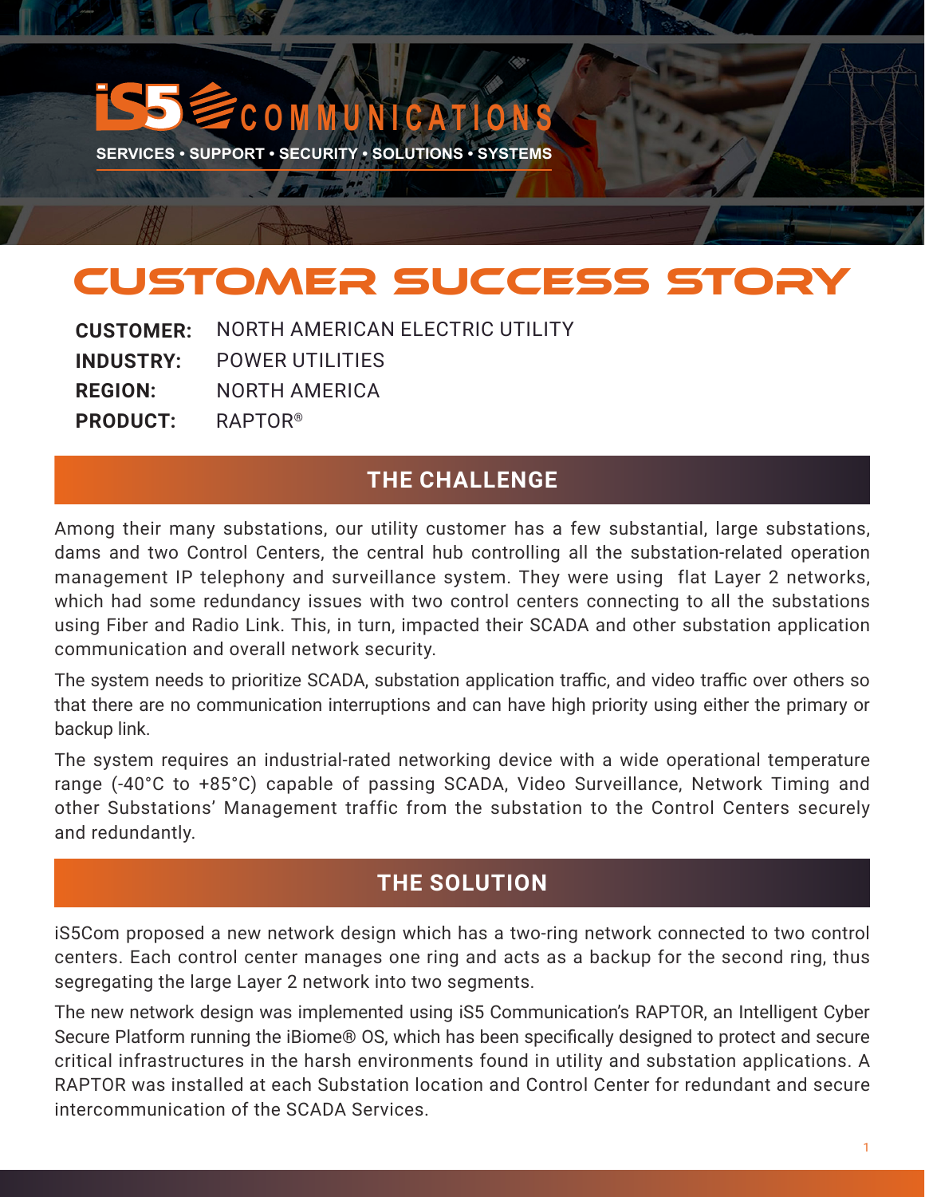iS5 COMMUNICATIONS

SERVICES • SUPPORT • SECURITY • SOLUTIONS • SYSTEMS

# CUSTOMER SUCCESS STORY

**CUSTOMER:** NORTH AMERICAN ELECTRIC UTILITY
**INDUSTRY:** POWER UTILITIES
**REGION:** NORTH AMERICA
**PRODUCT:** RAPTOR®

## THE CHALLENGE

Among their many substations, our utility customer has a few substantial, large substations, dams and two Control Centers, the central hub controlling all the substation-related operation management IP telephony and surveillance system. They were using flat Layer 2 networks, which had some redundancy issues with two control centers connecting to all the substations using Fiber and Radio Link. This, in turn, impacted their SCADA and other substation application communication and overall network security.

The system needs to prioritize SCADA, substation application traffic, and video traffic over others so that there are no communication interruptions and can have high priority using either the primary or backup link.

The system requires an industrial-rated networking device with a wide operational temperature range (-40°C to +85°C) capable of passing SCADA, Video Surveillance, Network Timing and other Substations' Management traffic from the substation to the Control Centers securely and redundantly.

## THE SOLUTION

iS5Com proposed a new network design which has a two-ring network connected to two control centers. Each control center manages one ring and acts as a backup for the second ring, thus segregating the large Layer 2 network into two segments.

The new network design was implemented using iS5 Communication's RAPTOR, an Intelligent Cyber Secure Platform running the iBiome® OS, which has been specifically designed to protect and secure critical infrastructures in the harsh environments found in utility and substation applications. A RAPTOR was installed at each Substation location and Control Center for redundant and secure intercommunication of the SCADA Services.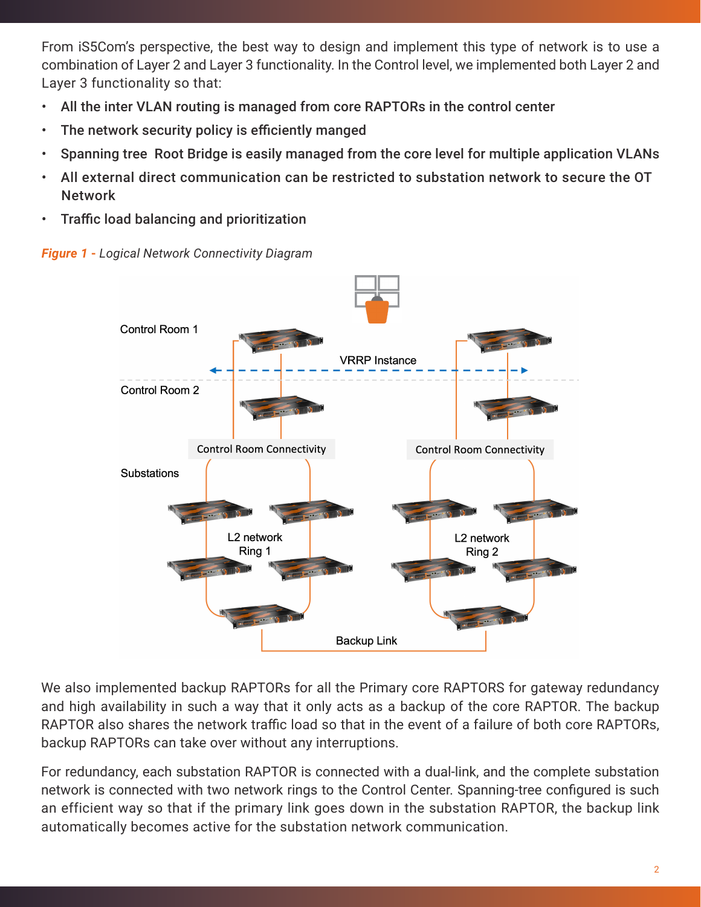From iS5Com's perspective, the best way to design and implement this type of network is to use a combination of Layer 2 and Layer 3 functionality. In the Control level, we implemented both Layer 2 and Layer 3 functionality so that:

- **All the inter VLAN routing is managed from core RAPTORs in the control center**
- **The network security policy is efficiently manged**
- **Spanning tree Root Bridge is easily managed from the core level for multiple application VLANs**
- **All external direct communication can be restricted to substation network to secure the OT Network**
- **Traffic load balancing and prioritization**

***Figure 1*** *- Logical Network Connectivity Diagram*

We also implemented backup RAPTORs for all the Primary core RAPTORS for gateway redundancy and high availability in such a way that it only acts as a backup of the core RAPTOR. The backup RAPTOR also shares the network traffic load so that in the event of a failure of both core RAPTORs, backup RAPTORs can take over without any interruptions.

For redundancy, each substation RAPTOR is connected with a dual-link, and the complete substation network is connected with two network rings to the Control Center. Spanning-tree configured is such an efficient way so that if the primary link goes down in the substation RAPTOR, the backup link automatically becomes active for the substation network communication.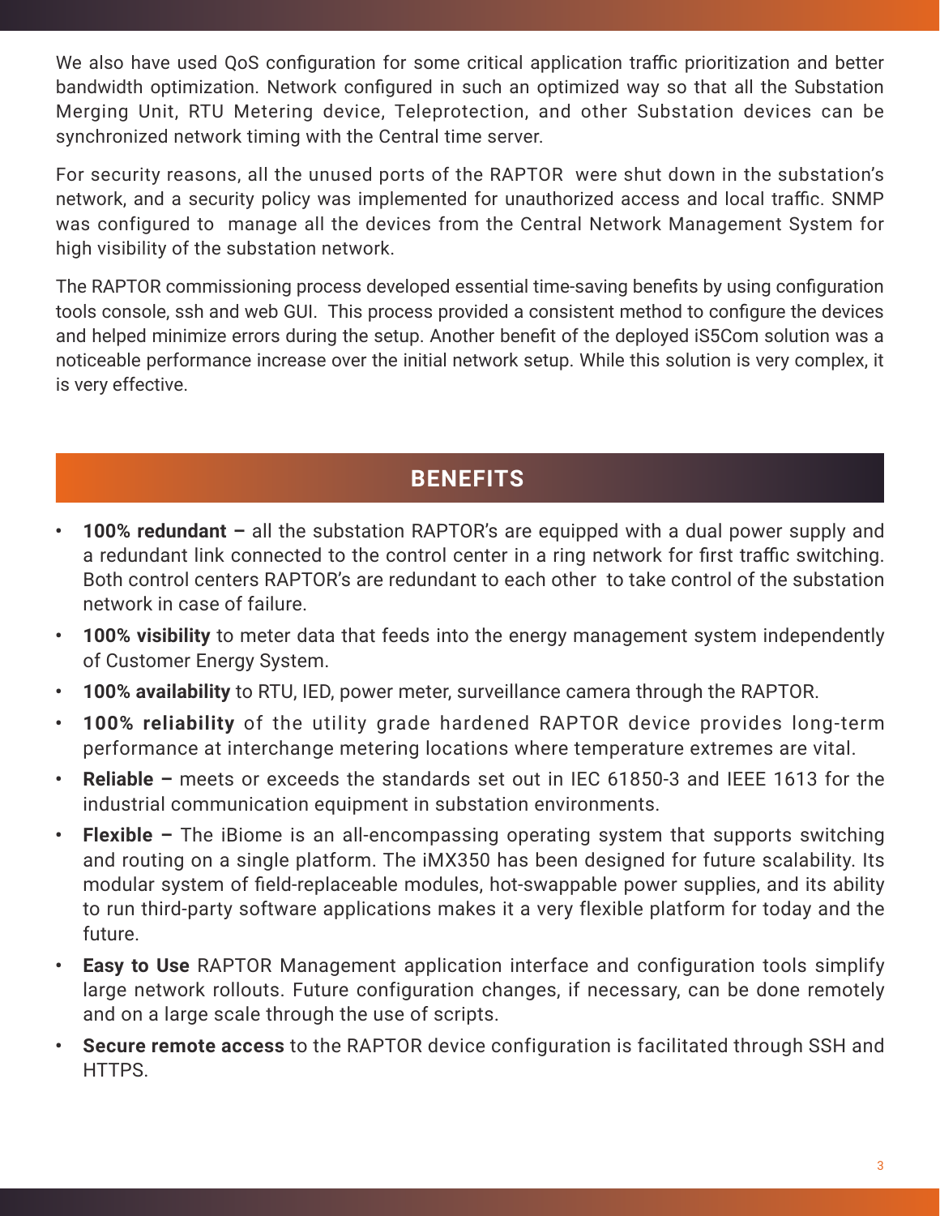We also have used QoS configuration for some critical application traffic prioritization and better bandwidth optimization. Network configured in such an optimized way so that all the Substation Merging Unit, RTU Metering device, Teleprotection, and other Substation devices can be synchronized network timing with the Central time server.

For security reasons, all the unused ports of the RAPTOR were shut down in the substation's network, and a security policy was implemented for unauthorized access and local traffic. SNMP was configured to manage all the devices from the Central Network Management System for high visibility of the substation network.

The RAPTOR commissioning process developed essential time-saving benefits by using configuration tools console, ssh and web GUI. This process provided a consistent method to configure the devices and helped minimize errors during the setup. Another benefit of the deployed iS5Com solution was a noticeable performance increase over the initial network setup. While this solution is very complex, it is very effective.

## BENEFITS

- **100% redundant –** all the substation RAPTOR's are equipped with a dual power supply and a redundant link connected to the control center in a ring network for first traffic switching. Both control centers RAPTOR's are redundant to each other to take control of the substation network in case of failure.
- **100% visibility** to meter data that feeds into the energy management system independently of Customer Energy System.
- **100% availability** to RTU, IED, power meter, surveillance camera through the RAPTOR.
- **100% reliability** of the utility grade hardened RAPTOR device provides long-term performance at interchange metering locations where temperature extremes are vital.
- **Reliable –** meets or exceeds the standards set out in IEC 61850-3 and IEEE 1613 for the industrial communication equipment in substation environments.
- **Flexible –** The iBiome is an all-encompassing operating system that supports switching and routing on a single platform. The iMX350 has been designed for future scalability. Its modular system of field-replaceable modules, hot-swappable power supplies, and its ability to run third-party software applications makes it a very flexible platform for today and the future.
- **Easy to Use** RAPTOR Management application interface and configuration tools simplify large network rollouts. Future configuration changes, if necessary, can be done remotely and on a large scale through the use of scripts.
- **Secure remote access** to the RAPTOR device configuration is facilitated through SSH and HTTPS.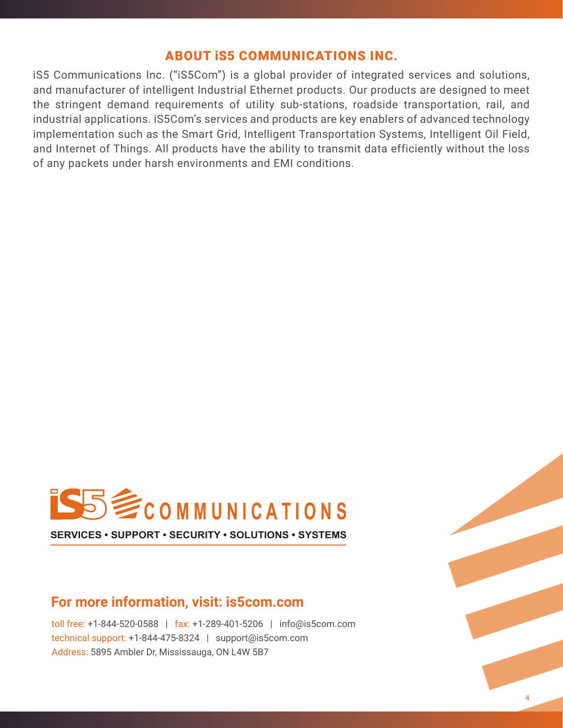## ABOUT iS5 COMMUNICATIONS INC.

iS5 Communications Inc. ("iS5Com") is a global provider of integrated services and solutions, and manufacturer of intelligent Industrial Ethernet products. Our products are designed to meet the stringent demand requirements of utility sub-stations, roadside transportation, rail, and industrial applications. iS5Com's services and products are key enablers of advanced technology implementation such as the Smart Grid, Intelligent Transportation Systems, Intelligent Oil Field, and Internet of Things. All products have the ability to transmit data efficiently without the loss of any packets under harsh environments and EMI conditions.

iS5 COMMUNICATIONS

SERVICES • SUPPORT • SECURITY • SOLUTIONS • SYSTEMS

**For more information, visit: is5com.com**

toll free: +1-844-520-0588 | fax: +1-289-401-5206 | info@is5com.com
technical support: +1-844-475-8324 | support@is5com.com
Address: 5895 Ambler Dr, Mississauga, ON L4W 5B7